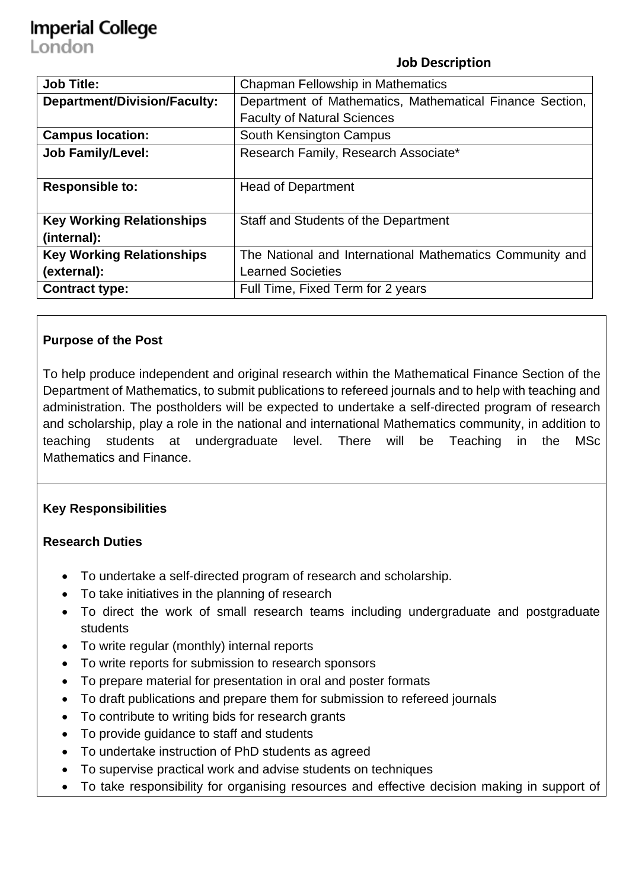Imperial College London

## Job Description

| | |
|---|---|
| **Job Title:** | Chapman Fellowship in Mathematics |
| **Department/Division/Faculty:** | Department of Mathematics, Mathematical Finance Section, Faculty of Natural Sciences |
| **Campus location:** | South Kensington Campus |
| **Job Family/Level:** | Research Family, Research Associate* |
| **Responsible to:** | Head of Department |
| **Key Working Relationships (internal):** | Staff and Students of the Department |
| **Key Working Relationships (external):** | The National and International Mathematics Community and Learned Societies |
| **Contract type:** | Full Time, Fixed Term for 2 years |

### Purpose of the Post

To help produce independent and original research within the Mathematical Finance Section of the Department of Mathematics, to submit publications to refereed journals and to help with teaching and administration. The postholders will be expected to undertake a self-directed program of research and scholarship, play a role in the national and international Mathematics community, in addition to teaching students at undergraduate level. There will be Teaching in the MSc Mathematics and Finance.

### Key Responsibilities

**Research Duties**

- To undertake a self-directed program of research and scholarship.
- To take initiatives in the planning of research
- To direct the work of small research teams including undergraduate and postgraduate students
- To write regular (monthly) internal reports
- To write reports for submission to research sponsors
- To prepare material for presentation in oral and poster formats
- To draft publications and prepare them for submission to refereed journals
- To contribute to writing bids for research grants
- To provide guidance to staff and students
- To undertake instruction of PhD students as agreed
- To supervise practical work and advise students on techniques
- To take responsibility for organising resources and effective decision making in support of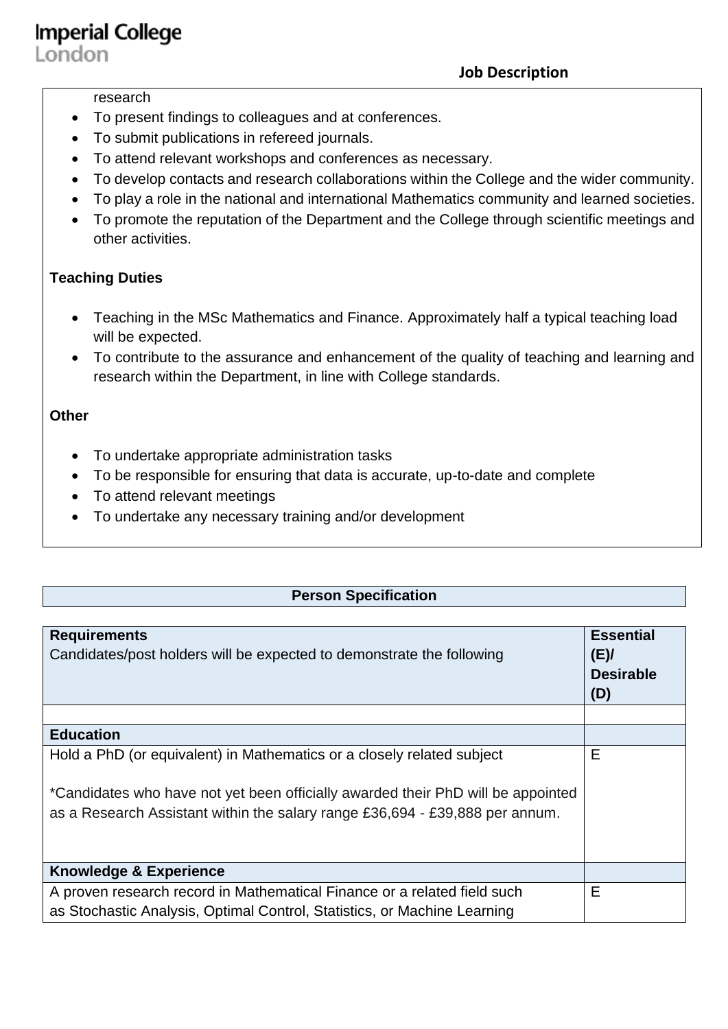research

- To present findings to colleagues and at conferences.
- To submit publications in refereed journals.
- To attend relevant workshops and conferences as necessary.
- To develop contacts and research collaborations within the College and the wider community.
- To play a role in the national and international Mathematics community and learned societies.
- To promote the reputation of the Department and the College through scientific meetings and other activities.

**Teaching Duties**

- Teaching in the MSc Mathematics and Finance. Approximately half a typical teaching load will be expected.
- To contribute to the assurance and enhancement of the quality of teaching and learning and research within the Department, in line with College standards.

**Other**

- To undertake appropriate administration tasks
- To be responsible for ensuring that data is accurate, up-to-date and complete
- To attend relevant meetings
- To undertake any necessary training and/or development

## Person Specification

| **Requirements**<br>Candidates/post holders will be expected to demonstrate the following | **Essential (E)/ Desirable (D)** |
|---|---|
| | |
| **Education** | |
| Hold a PhD (or equivalent) in Mathematics or a closely related subject<br><br>*Candidates who have not yet been officially awarded their PhD will be appointed as a Research Assistant within the salary range £36,694 - £39,888 per annum. | E |
| **Knowledge & Experience** | |
| A proven research record in Mathematical Finance or a related field such as Stochastic Analysis, Optimal Control, Statistics, or Machine Learning | E |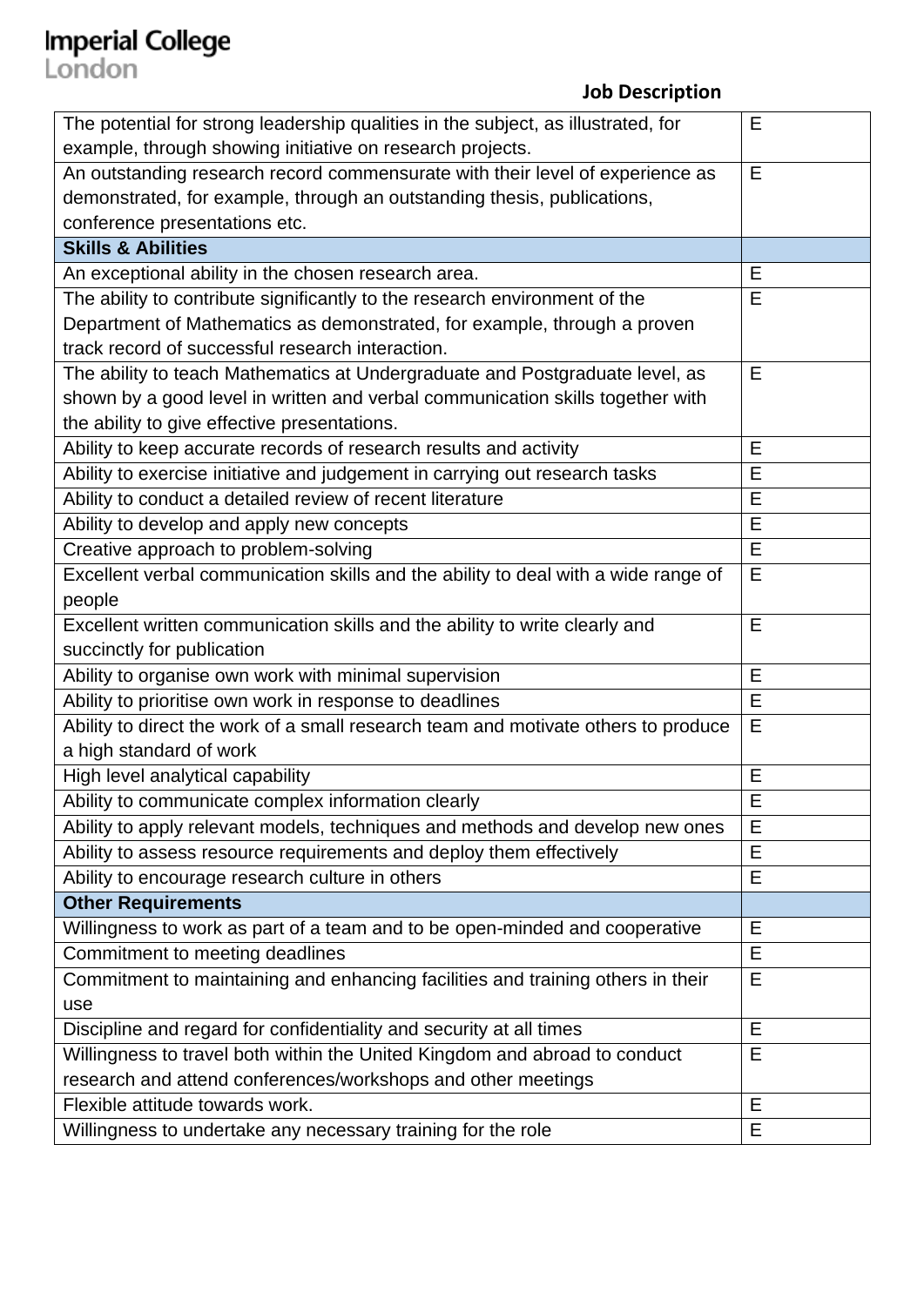## Job Description

| | |
|---|---|
| The potential for strong leadership qualities in the subject, as illustrated, for example, through showing initiative on research projects. | E |
| An outstanding research record commensurate with their level of experience as demonstrated, for example, through an outstanding thesis, publications, conference presentations etc. | E |
| **Skills & Abilities** | |
| An exceptional ability in the chosen research area. | E |
| The ability to contribute significantly to the research environment of the Department of Mathematics as demonstrated, for example, through a proven track record of successful research interaction. | E |
| The ability to teach Mathematics at Undergraduate and Postgraduate level, as shown by a good level in written and verbal communication skills together with the ability to give effective presentations. | E |
| Ability to keep accurate records of research results and activity | E |
| Ability to exercise initiative and judgement in carrying out research tasks | E |
| Ability to conduct a detailed review of recent literature | E |
| Ability to develop and apply new concepts | E |
| Creative approach to problem-solving | E |
| Excellent verbal communication skills and the ability to deal with a wide range of people | E |
| Excellent written communication skills and the ability to write clearly and succinctly for publication | E |
| Ability to organise own work with minimal supervision | E |
| Ability to prioritise own work in response to deadlines | E |
| Ability to direct the work of a small research team and motivate others to produce a high standard of work | E |
| High level analytical capability | E |
| Ability to communicate complex information clearly | E |
| Ability to apply relevant models, techniques and methods and develop new ones | E |
| Ability to assess resource requirements and deploy them effectively | E |
| Ability to encourage research culture in others | E |
| **Other Requirements** | |
| Willingness to work as part of a team and to be open-minded and cooperative | E |
| Commitment to meeting deadlines | E |
| Commitment to maintaining and enhancing facilities and training others in their use | E |
| Discipline and regard for confidentiality and security at all times | E |
| Willingness to travel both within the United Kingdom and abroad to conduct research and attend conferences/workshops and other meetings | E |
| Flexible attitude towards work. | E |
| Willingness to undertake any necessary training for the role | E |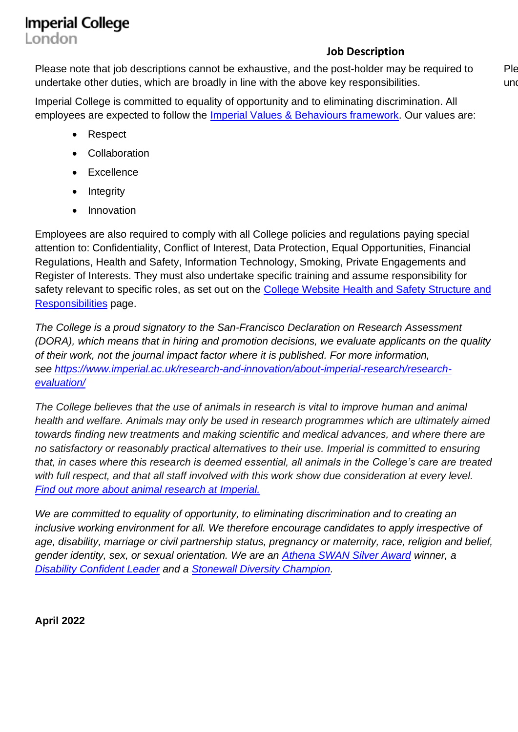Please note that job descriptions cannot be exhaustive, and the post-holder may be required to undertake other duties, which are broadly in line with the above key responsibilities.

Imperial College is committed to equality of opportunity and to eliminating discrimination. All employees are expected to follow the Imperial Values & Behaviours framework. Our values are:

- Respect
- Collaboration
- Excellence
- Integrity
- Innovation

Employees are also required to comply with all College policies and regulations paying special attention to: Confidentiality, Conflict of Interest, Data Protection, Equal Opportunities, Financial Regulations, Health and Safety, Information Technology, Smoking, Private Engagements and Register of Interests. They must also undertake specific training and assume responsibility for safety relevant to specific roles, as set out on the College Website Health and Safety Structure and Responsibilities page.

*The College is a proud signatory to the San-Francisco Declaration on Research Assessment (DORA), which means that in hiring and promotion decisions, we evaluate applicants on the quality of their work, not the journal impact factor where it is published. For more information, see https://www.imperial.ac.uk/research-and-innovation/about-imperial-research/research-evaluation/*

*The College believes that the use of animals in research is vital to improve human and animal health and welfare. Animals may only be used in research programmes which are ultimately aimed towards finding new treatments and making scientific and medical advances, and where there are no satisfactory or reasonably practical alternatives to their use. Imperial is committed to ensuring that, in cases where this research is deemed essential, all animals in the College's care are treated with full respect, and that all staff involved with this work show due consideration at every level. Find out more about animal research at Imperial.*

*We are committed to equality of opportunity, to eliminating discrimination and to creating an inclusive working environment for all. We therefore encourage candidates to apply irrespective of age, disability, marriage or civil partnership status, pregnancy or maternity, race, religion and belief, gender identity, sex, or sexual orientation. We are an Athena SWAN Silver Award winner, a Disability Confident Leader and a Stonewall Diversity Champion.*

**April 2022**